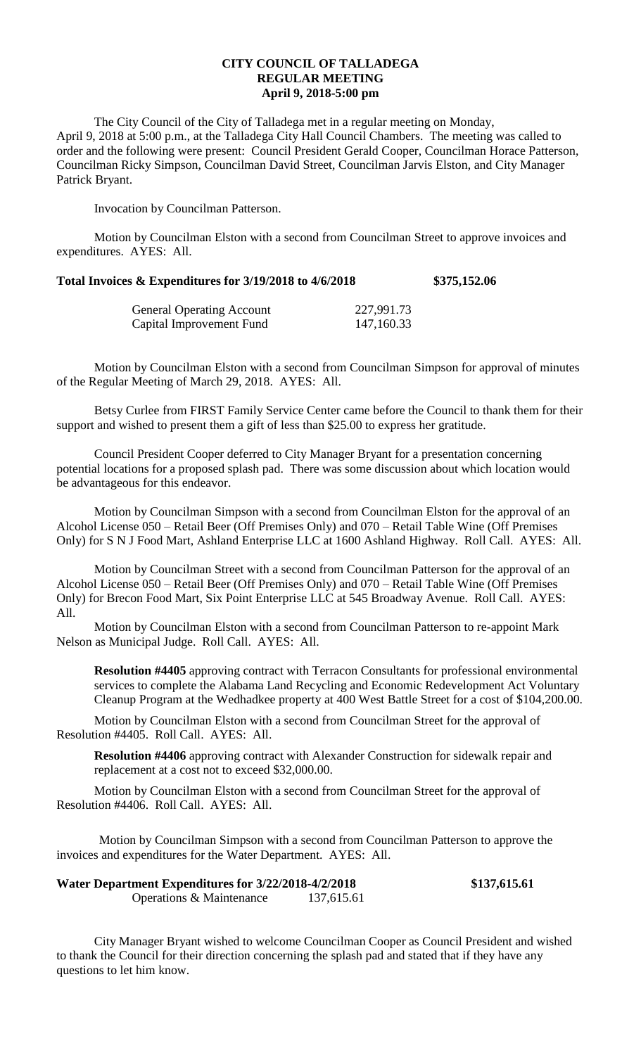# CITY COUNCIL OF TALLADEGA
## REGULAR MEETING
### April 9, 2018-5:00 pm

The City Council of the City of Talladega met in a regular meeting on Monday, April 9, 2018 at 5:00 p.m., at the Talladega City Hall Council Chambers. The meeting was called to order and the following were present: Council President Gerald Cooper, Councilman Horace Patterson, Councilman Ricky Simpson, Councilman David Street, Councilman Jarvis Elston, and City Manager Patrick Bryant.

Invocation by Councilman Patterson.

Motion by Councilman Elston with a second from Councilman Street to approve invoices and expenditures. AYES: All.

**Total Invoices & Expenditures for 3/19/2018 to 4/6/2018 $375,152.06**

| | |
|---|---|
| General Operating Account | 227,991.73 |
| Capital Improvement Fund | 147,160.33 |

Motion by Councilman Elston with a second from Councilman Simpson for approval of minutes of the Regular Meeting of March 29, 2018. AYES: All.

Betsy Curlee from FIRST Family Service Center came before the Council to thank them for their support and wished to present them a gift of less than $25.00 to express her gratitude.

Council President Cooper deferred to City Manager Bryant for a presentation concerning potential locations for a proposed splash pad. There was some discussion about which location would be advantageous for this endeavor.

Motion by Councilman Simpson with a second from Councilman Elston for the approval of an Alcohol License 050 – Retail Beer (Off Premises Only) and 070 – Retail Table Wine (Off Premises Only) for S N J Food Mart, Ashland Enterprise LLC at 1600 Ashland Highway. Roll Call. AYES: All.

Motion by Councilman Street with a second from Councilman Patterson for the approval of an Alcohol License 050 – Retail Beer (Off Premises Only) and 070 – Retail Table Wine (Off Premises Only) for Brecon Food Mart, Six Point Enterprise LLC at 545 Broadway Avenue. Roll Call. AYES: All.

Motion by Councilman Elston with a second from Councilman Patterson to re-appoint Mark Nelson as Municipal Judge. Roll Call. AYES: All.

> **Resolution #4405** approving contract with Terracon Consultants for professional environmental services to complete the Alabama Land Recycling and Economic Redevelopment Act Voluntary Cleanup Program at the Wedhadkee property at 400 West Battle Street for a cost of $104,200.00.

Motion by Councilman Elston with a second from Councilman Street for the approval of Resolution #4405. Roll Call. AYES: All.

> **Resolution #4406** approving contract with Alexander Construction for sidewalk repair and replacement at a cost not to exceed $32,000.00.

Motion by Councilman Elston with a second from Councilman Street for the approval of Resolution #4406. Roll Call. AYES: All.

Motion by Councilman Simpson with a second from Councilman Patterson to approve the invoices and expenditures for the Water Department. AYES: All.

**Water Department Expenditures for 3/22/2018-4/2/2018 $137,615.61**

| | |
|---|---|
| Operations & Maintenance | 137,615.61 |

City Manager Bryant wished to welcome Councilman Cooper as Council President and wished to thank the Council for their direction concerning the splash pad and stated that if they have any questions to let him know.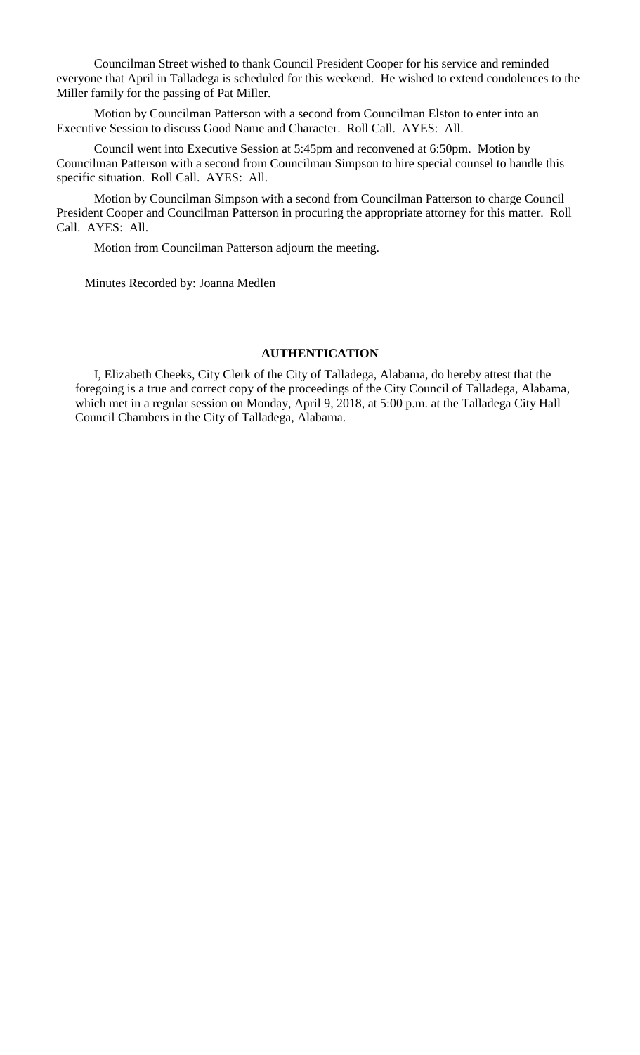Councilman Street wished to thank Council President Cooper for his service and reminded everyone that April in Talladega is scheduled for this weekend. He wished to extend condolences to the Miller family for the passing of Pat Miller.

Motion by Councilman Patterson with a second from Councilman Elston to enter into an Executive Session to discuss Good Name and Character. Roll Call. AYES: All.

Council went into Executive Session at 5:45pm and reconvened at 6:50pm. Motion by Councilman Patterson with a second from Councilman Simpson to hire special counsel to handle this specific situation. Roll Call. AYES: All.

Motion by Councilman Simpson with a second from Councilman Patterson to charge Council President Cooper and Councilman Patterson in procuring the appropriate attorney for this matter. Roll Call. AYES: All.

Motion from Councilman Patterson adjourn the meeting.

Minutes Recorded by: Joanna Medlen

**AUTHENTICATION**

I, Elizabeth Cheeks, City Clerk of the City of Talladega, Alabama, do hereby attest that the foregoing is a true and correct copy of the proceedings of the City Council of Talladega, Alabama, which met in a regular session on Monday, April 9, 2018, at 5:00 p.m. at the Talladega City Hall Council Chambers in the City of Talladega, Alabama.